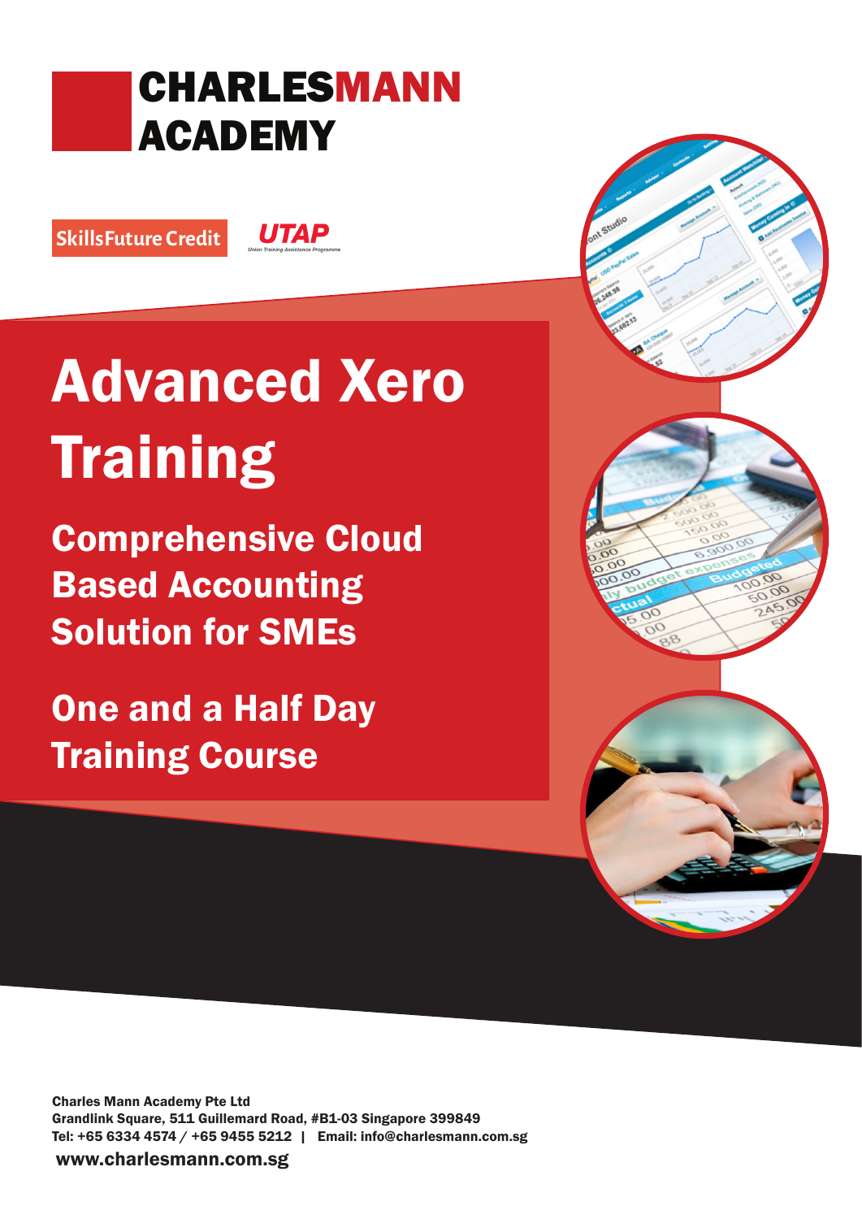# CHARLESMANN ACADEMY

SkillsFuture Credit

UTAP
Union Training Assistance Programme

# Advanced Xero Training

## Comprehensive Cloud Based Accounting Solution for SMEs

## One and a Half Day Training Course

**Charles Mann Academy Pte Ltd**
**Grandlink Square, 511 Guillemard Road, #B1-03 Singapore 399849**
**Tel: +65 6334 4574 / +65 9455 5212 | Email: info@charlesmann.com.sg**

**www.charlesmann.com.sg**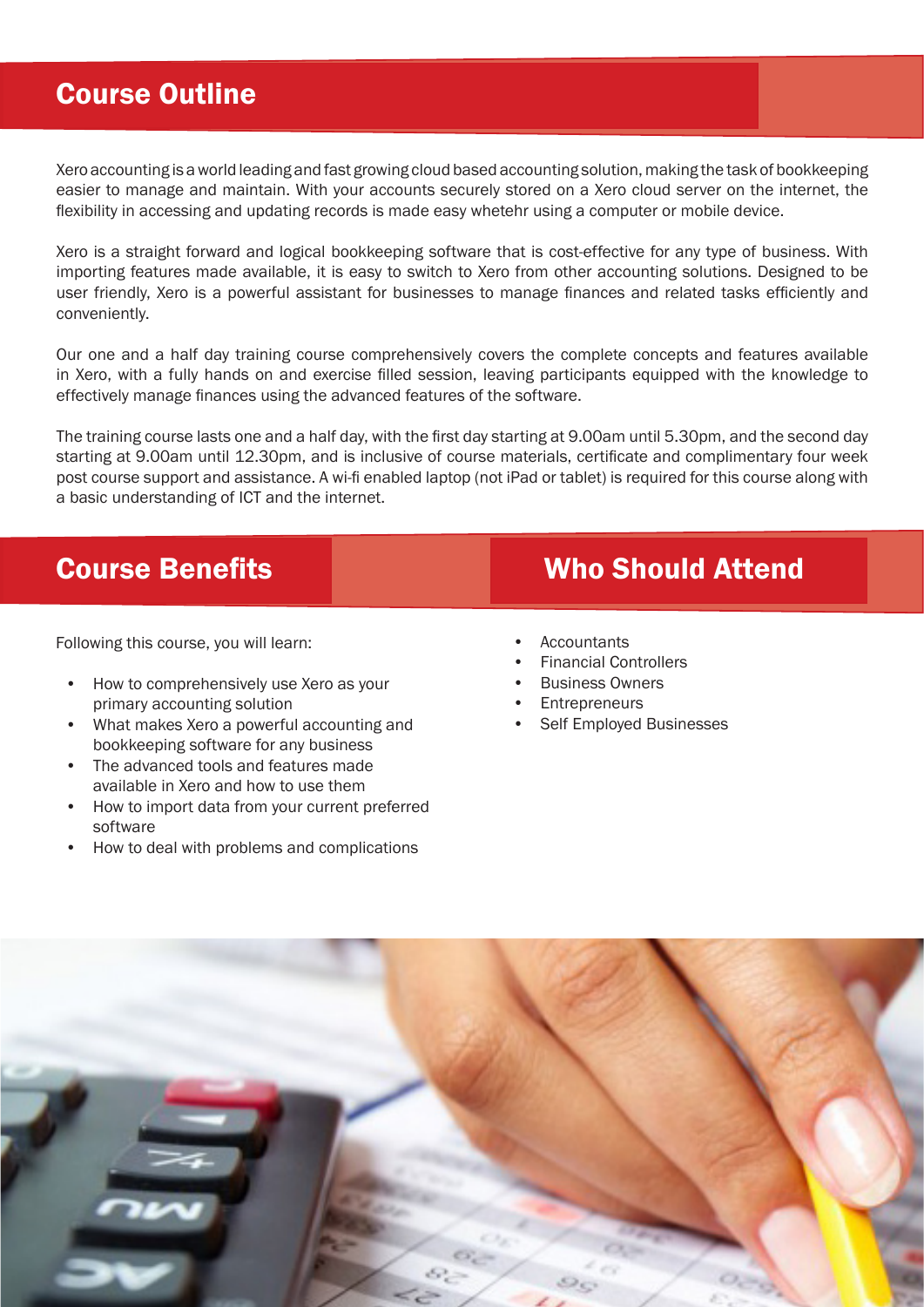## Course Outline

Xero accounting is a world leading and fast growing cloud based accounting solution, making the task of bookkeeping easier to manage and maintain. With your accounts securely stored on a Xero cloud server on the internet, the flexibility in accessing and updating records is made easy whetehr using a computer or mobile device.

Xero is a straight forward and logical bookkeeping software that is cost-effective for any type of business. With importing features made available, it is easy to switch to Xero from other accounting solutions. Designed to be user friendly, Xero is a powerful assistant for businesses to manage finances and related tasks efficiently and conveniently.

Our one and a half day training course comprehensively covers the complete concepts and features available in Xero, with a fully hands on and exercise filled session, leaving participants equipped with the knowledge to effectively manage finances using the advanced features of the software.

The training course lasts one and a half day, with the first day starting at 9.00am until 5.30pm, and the second day starting at 9.00am until 12.30pm, and is inclusive of course materials, certificate and complimentary four week post course support and assistance. A wi-fi enabled laptop (not iPad or tablet) is required for this course along with a basic understanding of ICT and the internet.

## Course Benefits

Following this course, you will learn:

- How to comprehensively use Xero as your primary accounting solution
- What makes Xero a powerful accounting and bookkeeping software for any business
- The advanced tools and features made available in Xero and how to use them
- How to import data from your current preferred software
- How to deal with problems and complications

## Who Should Attend

- Accountants
- Financial Controllers
- Business Owners
- Entrepreneurs
- Self Employed Businesses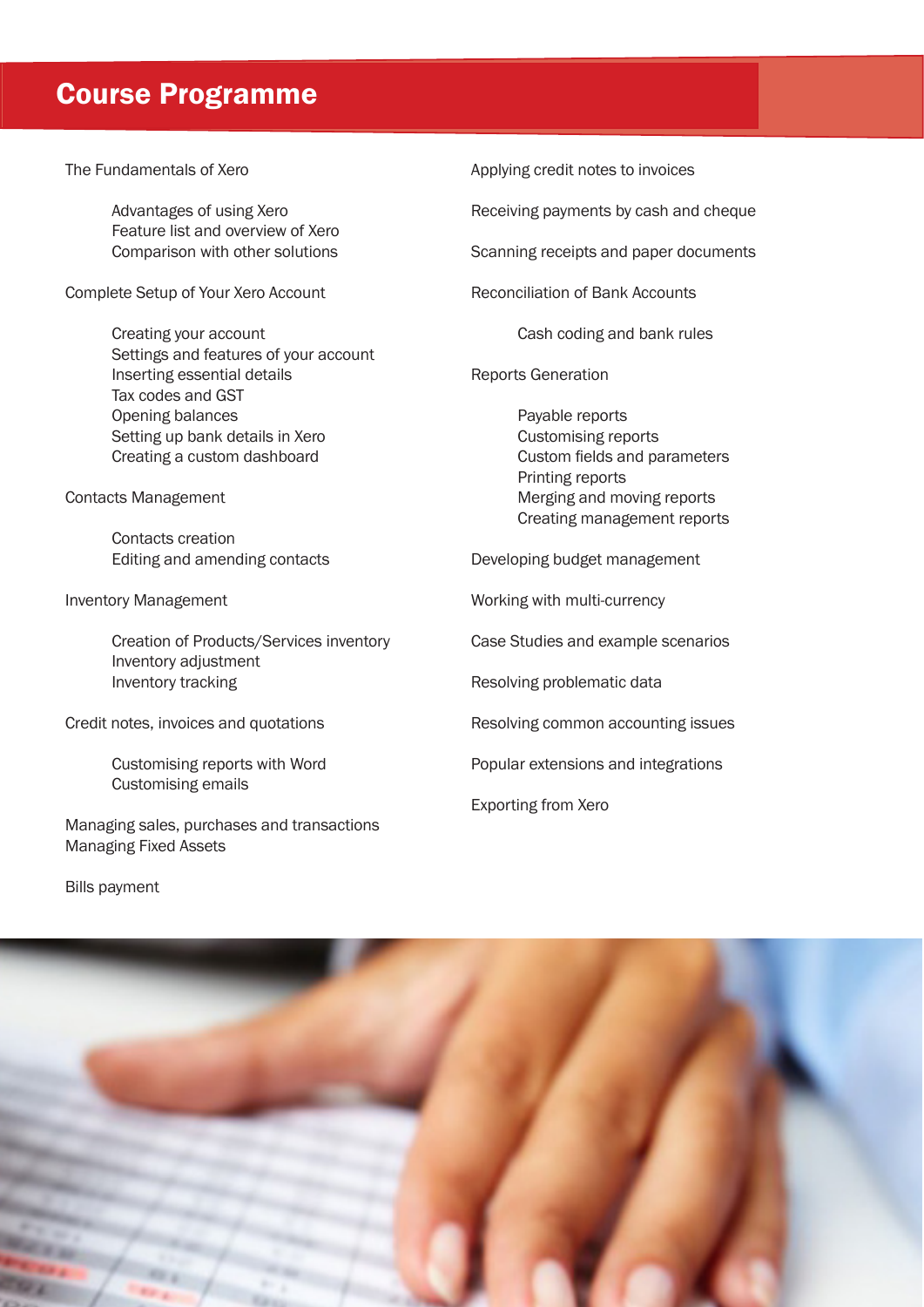# Course Programme

The Fundamentals of Xero

- Advantages of using Xero
- Feature list and overview of Xero
- Comparison with other solutions

Complete Setup of Your Xero Account

- Creating your account
- Settings and features of your account
- Inserting essential details
- Tax codes and GST
- Opening balances
- Setting up bank details in Xero
- Creating a custom dashboard

Contacts Management

- Contacts creation
- Editing and amending contacts

Inventory Management

- Creation of Products/Services inventory
- Inventory adjustment
- Inventory tracking

Credit notes, invoices and quotations

- Customising reports with Word
- Customising emails

Managing sales, purchases and transactions
Managing Fixed Assets

Bills payment

Applying credit notes to invoices

Receiving payments by cash and cheque

Scanning receipts and paper documents

Reconciliation of Bank Accounts

- Cash coding and bank rules

Reports Generation

- Payable reports
- Customising reports
- Custom fields and parameters
- Printing reports
- Merging and moving reports
- Creating management reports

Developing budget management

Working with multi-currency

Case Studies and example scenarios

Resolving problematic data

Resolving common accounting issues

Popular extensions and integrations

Exporting from Xero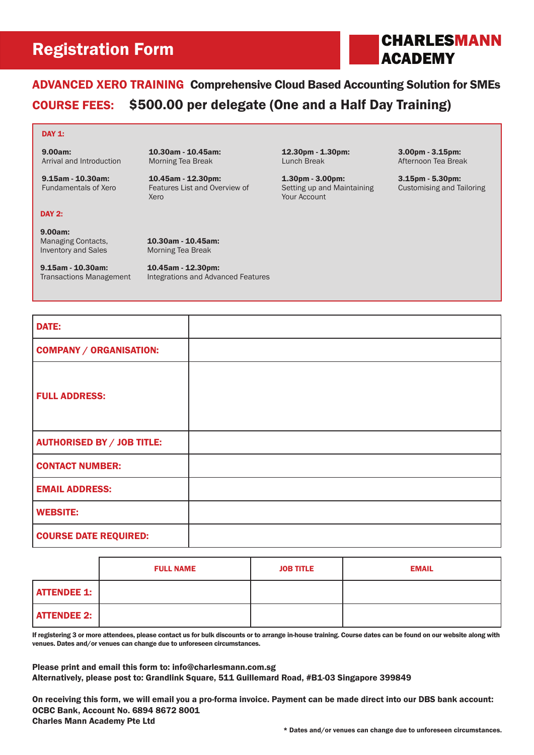# Registration Form

**CHARLESMANN ACADEMY**

## ADVANCED XERO TRAINING Comprehensive Cloud Based Accounting Solution for SMEs

## COURSE FEES: $500.00 per delegate (One and a Half Day Training)

**DAY 1:**

**9.00am:**
Arrival and Introduction

**9.15am - 10.30am:**
Fundamentals of Xero

**10.30am - 10.45am:**
Morning Tea Break

**10.45am - 12.30pm:**
Features List and Overview of Xero

**12.30pm - 1.30pm:**
Lunch Break

**1.30pm - 3.00pm:**
Setting up and Maintaining Your Account

**3.00pm - 3.15pm:**
Afternoon Tea Break

**3.15pm - 5.30pm:**
Customising and Tailoring

**DAY 2:**

**9.00am:**
Managing Contacts, Inventory and Sales

**9.15am - 10.30am:**
Transactions Management

**10.30am - 10.45am:**
Morning Tea Break

**10.45am - 12.30pm:**
Integrations and Advanced Features

| | |
|---|---|
| **DATE:** | |
| **COMPANY / ORGANISATION:** | |
| **FULL ADDRESS:** | |
| **AUTHORISED BY / JOB TITLE:** | |
| **CONTACT NUMBER:** | |
| **EMAIL ADDRESS:** | |
| **WEBSITE:** | |
| **COURSE DATE REQUIRED:** | |

| | FULL NAME | JOB TITLE | EMAIL |
|---|---|---|---|
| **ATTENDEE 1:** | | | |
| **ATTENDEE 2:** | | | |

**If registering 3 or more attendees, please contact us for bulk discounts or to arrange in-house training. Course dates can be found on our website along with venues. Dates and/or venues can change due to unforeseen circumstances.**

**Please print and email this form to: info@charlesmann.com.sg**
**Alternatively, please post to: Grandlink Square, 511 Guillemard Road, #B1-03 Singapore 399849**

**On receiving this form, we will email you a pro-forma invoice. Payment can be made direct into our DBS bank account:**
**OCBC Bank, Account No. 6894 8672 8001**
**Charles Mann Academy Pte Ltd**

**\* Dates and/or venues can change due to unforeseen circumstances.**